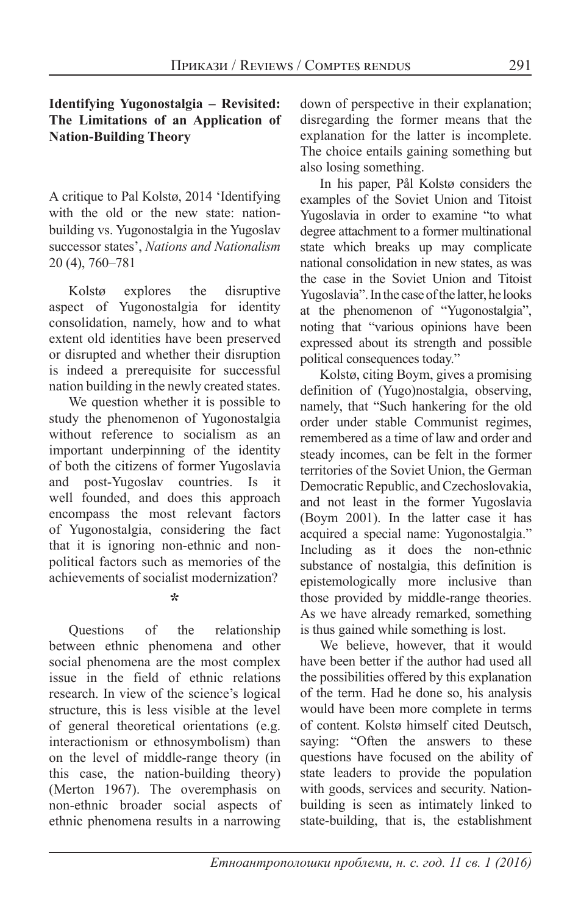## Identifying Yugonostalgia – Revisited: The Limitations of an Application of Nation-Building Theory

A critique to Pal Kolstø, 2014 'Identifying with the old or the new state: nation-building vs. Yugonostalgia in the Yugoslav successor states', *Nations and Nationalism* 20 (4), 760–781

Kolstø explores the disruptive aspect of Yugonostalgia for identity consolidation, namely, how and to what extent old identities have been preserved or disrupted and whether their disruption is indeed a prerequisite for successful nation building in the newly created states.

We question whether it is possible to study the phenomenon of Yugonostalgia without reference to socialism as an important underpinning of the identity of both the citizens of former Yugoslavia and post-Yugoslav countries. Is it well founded, and does this approach encompass the most relevant factors of Yugonostalgia, considering the fact that it is ignoring non-ethnic and non-political factors such as memories of the achievements of socialist modernization?

*

Questions of the relationship between ethnic phenomena and other social phenomena are the most complex issue in the field of ethnic relations research. In view of the science's logical structure, this is less visible at the level of general theoretical orientations (e.g. interactionism or ethnosymbolism) than on the level of middle-range theory (in this case, the nation-building theory) (Merton 1967). The overemphasis on non-ethnic broader social aspects of ethnic phenomena results in a narrowing down of perspective in their explanation; disregarding the former means that the explanation for the latter is incomplete. The choice entails gaining something but also losing something.

In his paper, Pål Kolstø considers the examples of the Soviet Union and Titoist Yugoslavia in order to examine "to what degree attachment to a former multinational state which breaks up may complicate national consolidation in new states, as was the case in the Soviet Union and Titoist Yugoslavia". In the case of the latter, he looks at the phenomenon of "Yugonostalgia", noting that "various opinions have been expressed about its strength and possible political consequences today."

Kolstø, citing Boym, gives a promising definition of (Yugo)nostalgia, observing, namely, that "Such hankering for the old order under stable Communist regimes, remembered as a time of law and order and steady incomes, can be felt in the former territories of the Soviet Union, the German Democratic Republic, and Czechoslovakia, and not least in the former Yugoslavia (Boym 2001). In the latter case it has acquired a special name: Yugonostalgia." Including as it does the non-ethnic substance of nostalgia, this definition is epistemologically more inclusive than those provided by middle-range theories. As we have already remarked, something is thus gained while something is lost.

We believe, however, that it would have been better if the author had used all the possibilities offered by this explanation of the term. Had he done so, his analysis would have been more complete in terms of content. Kolstø himself cited Deutsch, saying: "Often the answers to these questions have focused on the ability of state leaders to provide the population with goods, services and security. Nation-building is seen as intimately linked to state-building, that is, the establishment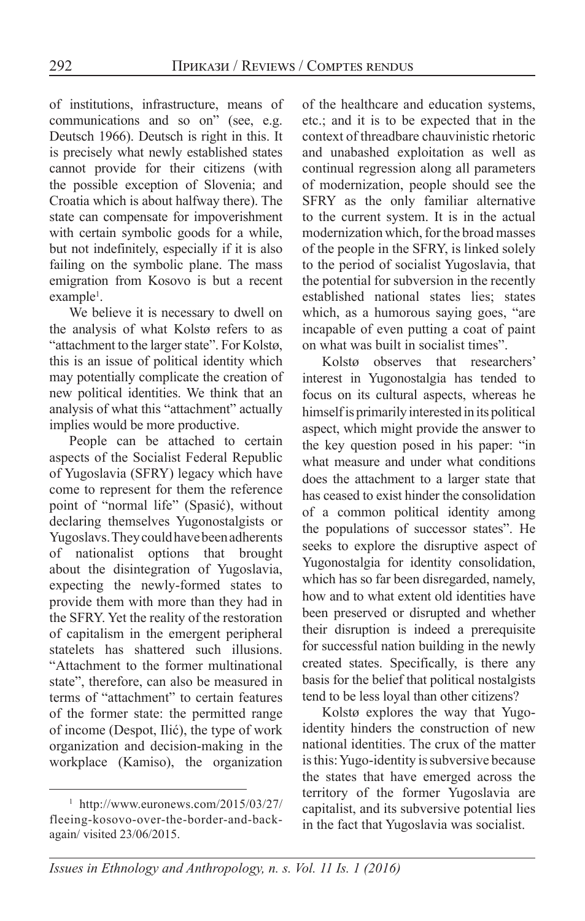of institutions, infrastructure, means of communications and so on" (see, e.g. Deutsch 1966). Deutsch is right in this. It is precisely what newly established states cannot provide for their citizens (with the possible exception of Slovenia; and Croatia which is about halfway there). The state can compensate for impoverishment with certain symbolic goods for a while, but not indefinitely, especially if it is also failing on the symbolic plane. The mass emigration from Kosovo is but a recent example[1].

We believe it is necessary to dwell on the analysis of what Kolstø refers to as "attachment to the larger state". For Kolstø, this is an issue of political identity which may potentially complicate the creation of new political identities. We think that an analysis of what this "attachment" actually implies would be more productive.

People can be attached to certain aspects of the Socialist Federal Republic of Yugoslavia (SFRY) legacy which have come to represent for them the reference point of "normal life" (Spasić), without declaring themselves Yugonostalgists or Yugoslavs. They could have been adherents of nationalist options that brought about the disintegration of Yugoslavia, expecting the newly-formed states to provide them with more than they had in the SFRY. Yet the reality of the restoration of capitalism in the emergent peripheral statelets has shattered such illusions. "Attachment to the former multinational state", therefore, can also be measured in terms of "attachment" to certain features of the former state: the permitted range of income (Despot, Ilić), the type of work organization and decision-making in the workplace (Kamiso), the organization of the healthcare and education systems, etc.; and it is to be expected that in the context of threadbare chauvinistic rhetoric and unabashed exploitation as well as continual regression along all parameters of modernization, people should see the SFRY as the only familiar alternative to the current system. It is in the actual modernization which, for the broad masses of the people in the SFRY, is linked solely to the period of socialist Yugoslavia, that the potential for subversion in the recently established national states lies; states which, as a humorous saying goes, "are incapable of even putting a coat of paint on what was built in socialist times".

Kolstø observes that researchers' interest in Yugonostalgia has tended to focus on its cultural aspects, whereas he himself is primarily interested in its political aspect, which might provide the answer to the key question posed in his paper: "in what measure and under what conditions does the attachment to a larger state that has ceased to exist hinder the consolidation of a common political identity among the populations of successor states". He seeks to explore the disruptive aspect of Yugonostalgia for identity consolidation, which has so far been disregarded, namely, how and to what extent old identities have been preserved or disrupted and whether their disruption is indeed a prerequisite for successful nation building in the newly created states. Specifically, is there any basis for the belief that political nostalgists tend to be less loyal than other citizens?

Kolstø explores the way that Yugo-identity hinders the construction of new national identities. The crux of the matter is this: Yugo-identity is subversive because the states that have emerged across the territory of the former Yugoslavia are capitalist, and its subversive potential lies in the fact that Yugoslavia was socialist.

[1] http://www.euronews.com/2015/03/27/fleeing-kosovo-over-the-border-and-back-again/ visited 23/06/2015.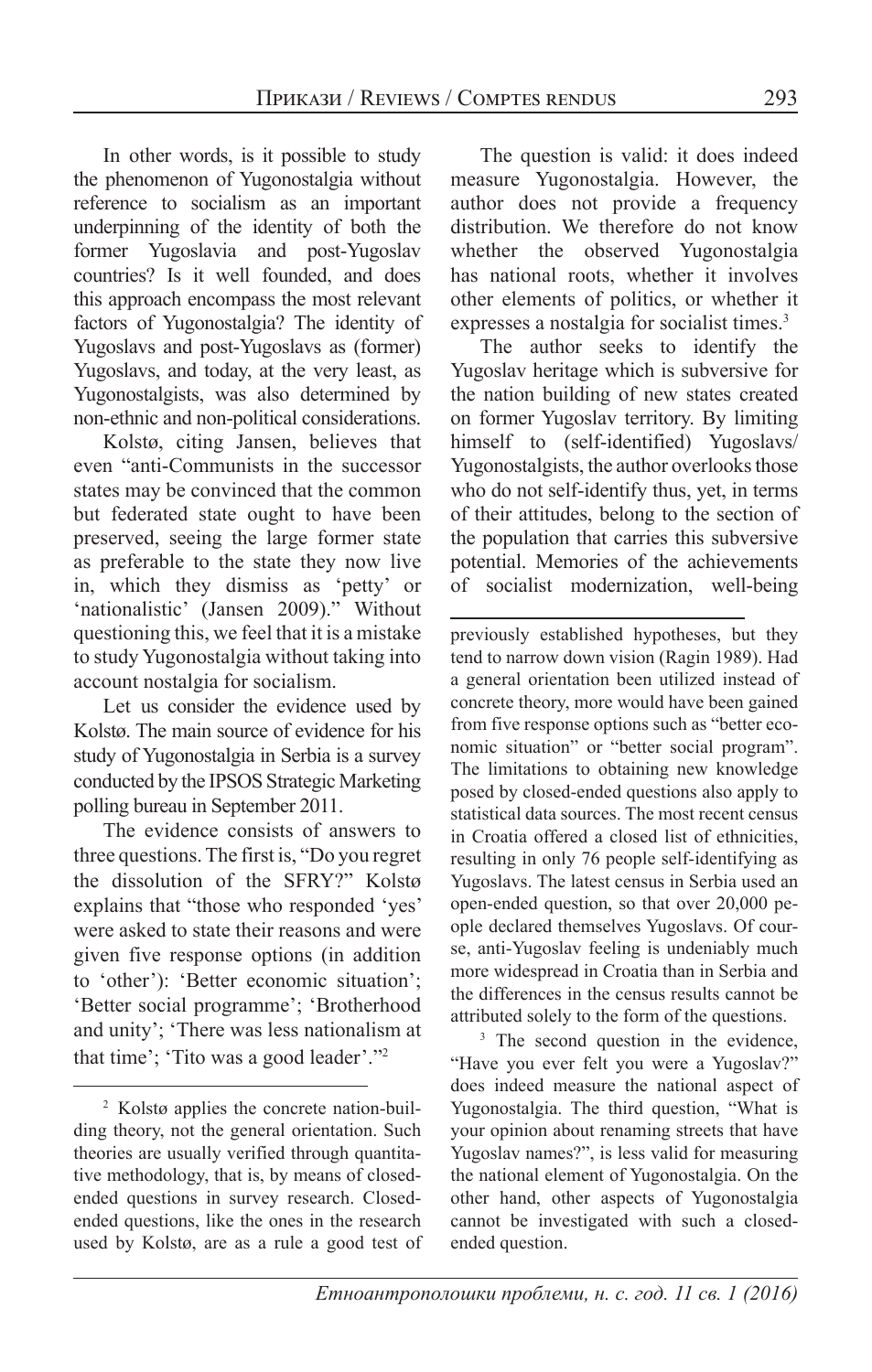In other words, is it possible to study the phenomenon of Yugonostalgia without reference to socialism as an important underpinning of the identity of both the former Yugoslavia and post-Yugoslav countries? Is it well founded, and does this approach encompass the most relevant factors of Yugonostalgia? The identity of Yugoslavs and post-Yugoslavs as (former) Yugoslavs, and today, at the very least, as Yugonostalgists, was also determined by non-ethnic and non-political considerations.

Kolstø, citing Jansen, believes that even "anti-Communists in the successor states may be convinced that the common but federated state ought to have been preserved, seeing the large former state as preferable to the state they now live in, which they dismiss as 'petty' or 'nationalistic' (Jansen 2009)." Without questioning this, we feel that it is a mistake to study Yugonostalgia without taking into account nostalgia for socialism.

Let us consider the evidence used by Kolstø. The main source of evidence for his study of Yugonostalgia in Serbia is a survey conducted by the IPSOS Strategic Marketing polling bureau in September 2011.

The evidence consists of answers to three questions. The first is, "Do you regret the dissolution of the SFRY?" Kolstø explains that "those who responded 'yes' were asked to state their reasons and were given five response options (in addition to 'other'): 'Better economic situation'; 'Better social programme'; 'Brotherhood and unity'; 'There was less nationalism at that time'; 'Tito was a good leader'."[2]

The question is valid: it does indeed measure Yugonostalgia. However, the author does not provide a frequency distribution. We therefore do not know whether the observed Yugonostalgia has national roots, whether it involves other elements of politics, or whether it expresses a nostalgia for socialist times.[3]

The author seeks to identify the Yugoslav heritage which is subversive for the nation building of new states created on former Yugoslav territory. By limiting himself to (self-identified) Yugoslavs/Yugonostalgists, the author overlooks those who do not self-identify thus, yet, in terms of their attitudes, belong to the section of the population that carries this subversive potential. Memories of the achievements of socialist modernization, well-being

---

[2] Kolstø applies the concrete nation-building theory, not the general orientation. Such theories are usually verified through quantitative methodology, that is, by means of closed-ended questions in survey research. Closed-ended questions, like the ones in the research used by Kolstø, are as a rule a good test of previously established hypotheses, but they tend to narrow down vision (Ragin 1989). Had a general orientation been utilized instead of concrete theory, more would have been gained from five response options such as "better economic situation" or "better social program". The limitations to obtaining new knowledge posed by closed-ended questions also apply to statistical data sources. The most recent census in Croatia offered a closed list of ethnicities, resulting in only 76 people self-identifying as Yugoslavs. The latest census in Serbia used an open-ended question, so that over 20,000 people declared themselves Yugoslavs. Of course, anti-Yugoslav feeling is undeniably much more widespread in Croatia than in Serbia and the differences in the census results cannot be attributed solely to the form of the questions.

[3] The second question in the evidence, "Have you ever felt you were a Yugoslav?" does indeed measure the national aspect of Yugonostalgia. The third question, "What is your opinion about renaming streets that have Yugoslav names?", is less valid for measuring the national element of Yugonostalgia. On the other hand, other aspects of Yugonostalgia cannot be investigated with such a closed-ended question.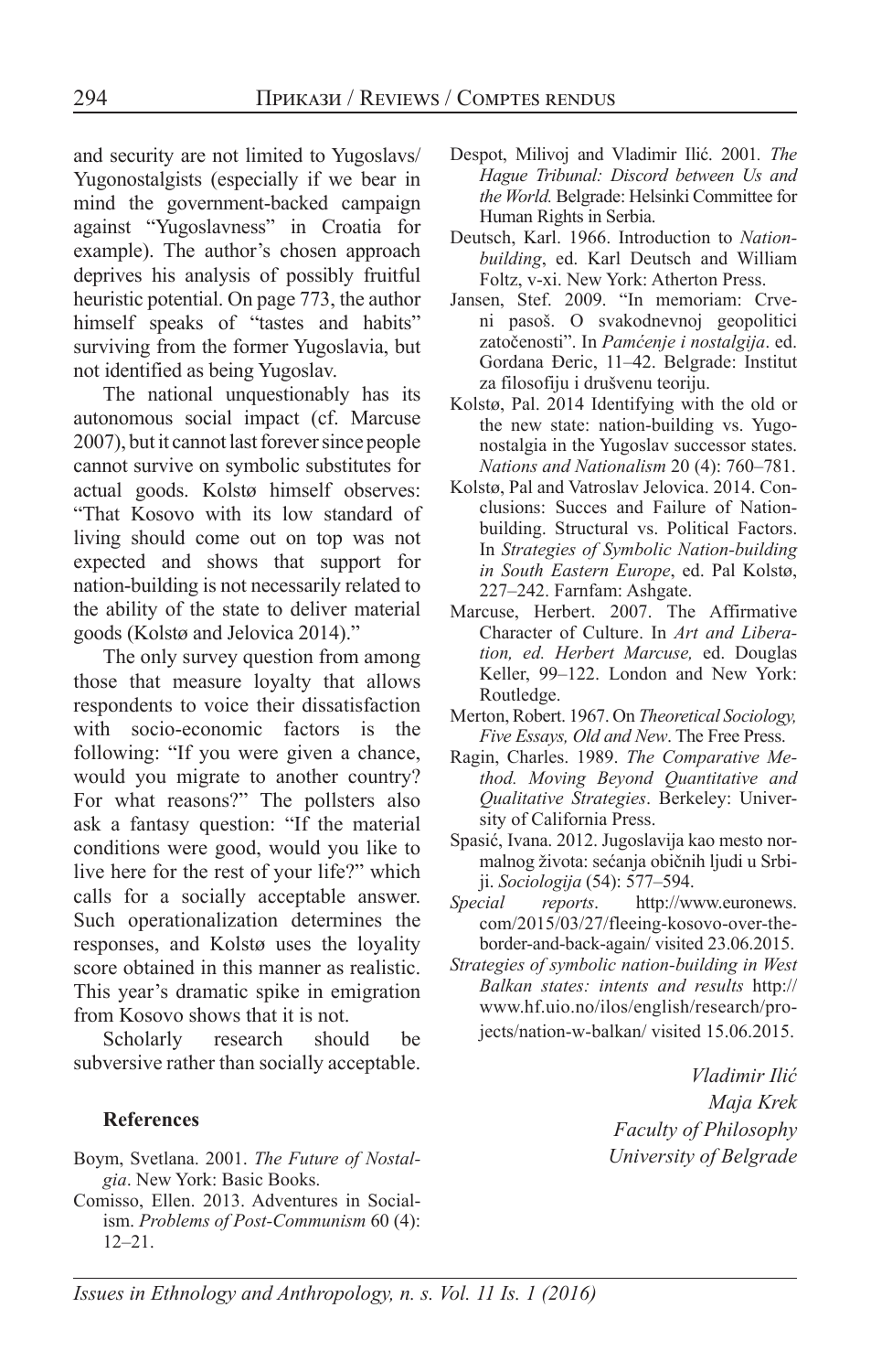and security are not limited to Yugoslavs/ Yugonostalgists (especially if we bear in mind the government-backed campaign against "Yugoslavness" in Croatia for example). The author's chosen approach deprives his analysis of possibly fruitful heuristic potential. On page 773, the author himself speaks of "tastes and habits" surviving from the former Yugoslavia, but not identified as being Yugoslav.

The national unquestionably has its autonomous social impact (cf. Marcuse 2007), but it cannot last forever since people cannot survive on symbolic substitutes for actual goods. Kolstø himself observes: "That Kosovo with its low standard of living should come out on top was not expected and shows that support for nation-building is not necessarily related to the ability of the state to deliver material goods (Kolstø and Jelovica 2014)."

The only survey question from among those that measure loyalty that allows respondents to voice their dissatisfaction with socio-economic factors is the following: "If you were given a chance, would you migrate to another country? For what reasons?" The pollsters also ask a fantasy question: "If the material conditions were good, would you like to live here for the rest of your life?" which calls for a socially acceptable answer. Such operationalization determines the responses, and Kolstø uses the loyality score obtained in this manner as realistic. This year's dramatic spike in emigration from Kosovo shows that it is not.

Scholarly research should be subversive rather than socially acceptable.

**References**

Boym, Svetlana. 2001. *The Future of Nostalgia*. New York: Basic Books.

Comisso, Ellen. 2013. Adventures in Socialism. *Problems of Post-Communism* 60 (4): 12–21.

Despot, Milivoj and Vladimir Ilić. 2001. *The Hague Tribunal: Discord between Us and the World.* Belgrade: Helsinki Committee for Human Rights in Serbia.

Deutsch, Karl. 1966. Introduction to *Nation-building*, ed. Karl Deutsch and William Foltz, v-xi. New York: Atherton Press.

Jansen, Stef. 2009. "In memoriam: Crveni pasoš. O svakodnevnoj geopolitici zatočenosti". In *Pamćenje i nostalgija*. ed. Gordana Đeric, 11–42. Belgrade: Institut za filosofiju i društvenu teoriju.

Kolstø, Pal. 2014 Identifying with the old or the new state: nation-building vs. Yugonostalgia in the Yugoslav successor states. *Nations and Nationalism* 20 (4): 760–781.

Kolstø, Pal and Vatroslav Jelovica. 2014. Conclusions: Succes and Failure of Nation-building. Structural vs. Political Factors. In *Strategies of Symbolic Nation-building in South Eastern Europe*, ed. Pal Kolstø, 227–242. Farnfam: Ashgate.

Marcuse, Herbert. 2007. The Affirmative Character of Culture. In *Art and Liberation, ed. Herbert Marcuse,* ed. Douglas Keller, 99–122. London and New York: Routledge.

Merton, Robert. 1967. On *Theoretical Sociology, Five Essays, Old and New*. The Free Press.

Ragin, Charles. 1989. *The Comparative Method. Moving Beyond Quantitative and Qualitative Strategies*. Berkeley: University of California Press.

Spasić, Ivana. 2012. Jugoslavija kao mesto normalnog života: sećanja običnih ljudi u Srbiji. *Sociologija* (54): 577–594.

*Special reports*. http://www.euronews.com/2015/03/27/fleeing-kosovo-over-the-border-and-back-again/ visited 23.06.2015.

*Strategies of symbolic nation-building in West Balkan states: intents and results* http://www.hf.uio.no/ilos/english/research/projects/nation-w-balkan/ visited 15.06.2015.

*Vladimir Ilić*
*Maja Krek*
*Faculty of Philosophy*
*University of Belgrade*